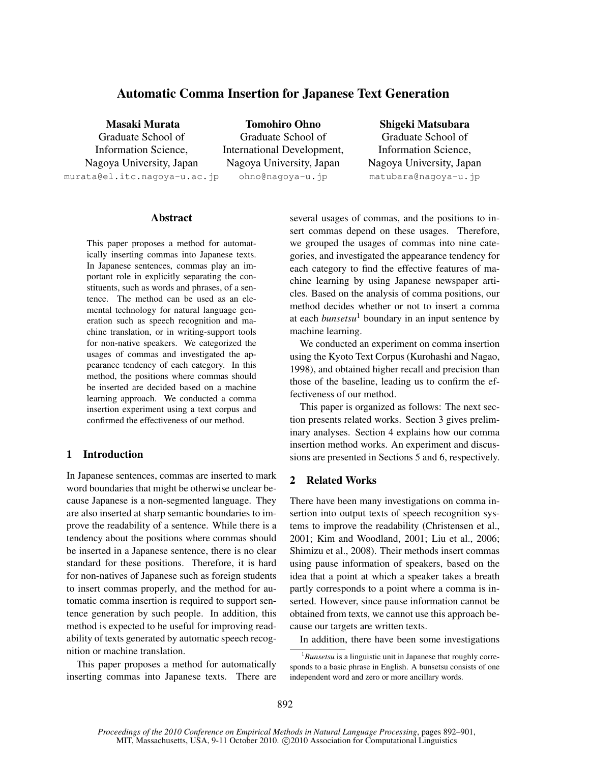# Automatic Comma Insertion for Japanese Text Generation

**Masaki Murata**
Graduate School of Information Science,
Nagoya University, Japan
murata@el.itc.nagoya-u.ac.jp

**Tomohiro Ohno**
Graduate School of International Development,
Nagoya University, Japan
ohno@nagoya-u.jp

**Shigeki Matsubara**
Graduate School of Information Science,
Nagoya University, Japan
matubara@nagoya-u.jp

## Abstract

This paper proposes a method for automatically inserting commas into Japanese texts. In Japanese sentences, commas play an important role in explicitly separating the constituents, such as words and phrases, of a sentence. The method can be used as an elemental technology for natural language generation such as speech recognition and machine translation, or in writing-support tools for non-native speakers. We categorized the usages of commas and investigated the appearance tendency of each category. In this method, the positions where commas should be inserted are decided based on a machine learning approach. We conducted a comma insertion experiment using a text corpus and confirmed the effectiveness of our method.

## 1 Introduction

In Japanese sentences, commas are inserted to mark word boundaries that might be otherwise unclear because Japanese is a non-segmented language. They are also inserted at sharp semantic boundaries to improve the readability of a sentence. While there is a tendency about the positions where commas should be inserted in a Japanese sentence, there is no clear standard for these positions. Therefore, it is hard for non-natives of Japanese such as foreign students to insert commas properly, and the method for automatic comma insertion is required to support sentence generation by such people. In addition, this method is expected to be useful for improving readability of texts generated by automatic speech recognition or machine translation.

This paper proposes a method for automatically inserting commas into Japanese texts. There are several usages of commas, and the positions to insert commas depend on these usages. Therefore, we grouped the usages of commas into nine categories, and investigated the appearance tendency for each category to find the effective features of machine learning by using Japanese newspaper articles. Based on the analysis of comma positions, our method decides whether or not to insert a comma at each *bunsetsu*[1] boundary in an input sentence by machine learning.

We conducted an experiment on comma insertion using the Kyoto Text Corpus (Kurohashi and Nagao, 1998), and obtained higher recall and precision than those of the baseline, leading us to confirm the effectiveness of our method.

This paper is organized as follows: The next section presents related works. Section 3 gives preliminary analyses. Section 4 explains how our comma insertion method works. An experiment and discussions are presented in Sections 5 and 6, respectively.

## 2 Related Works

There have been many investigations on comma insertion into output texts of speech recognition systems to improve the readability (Christensen et al., 2001; Kim and Woodland, 2001; Liu et al., 2006; Shimizu et al., 2008). Their methods insert commas using pause information of speakers, based on the idea that a point at which a speaker takes a breath partly corresponds to a point where a comma is inserted. However, since pause information cannot be obtained from texts, we cannot use this approach because our targets are written texts.

In addition, there have been some investigations

[1] *Bunsetsu* is a linguistic unit in Japanese that roughly corresponds to a basic phrase in English. A bunsetsu consists of one independent word and zero or more ancillary words.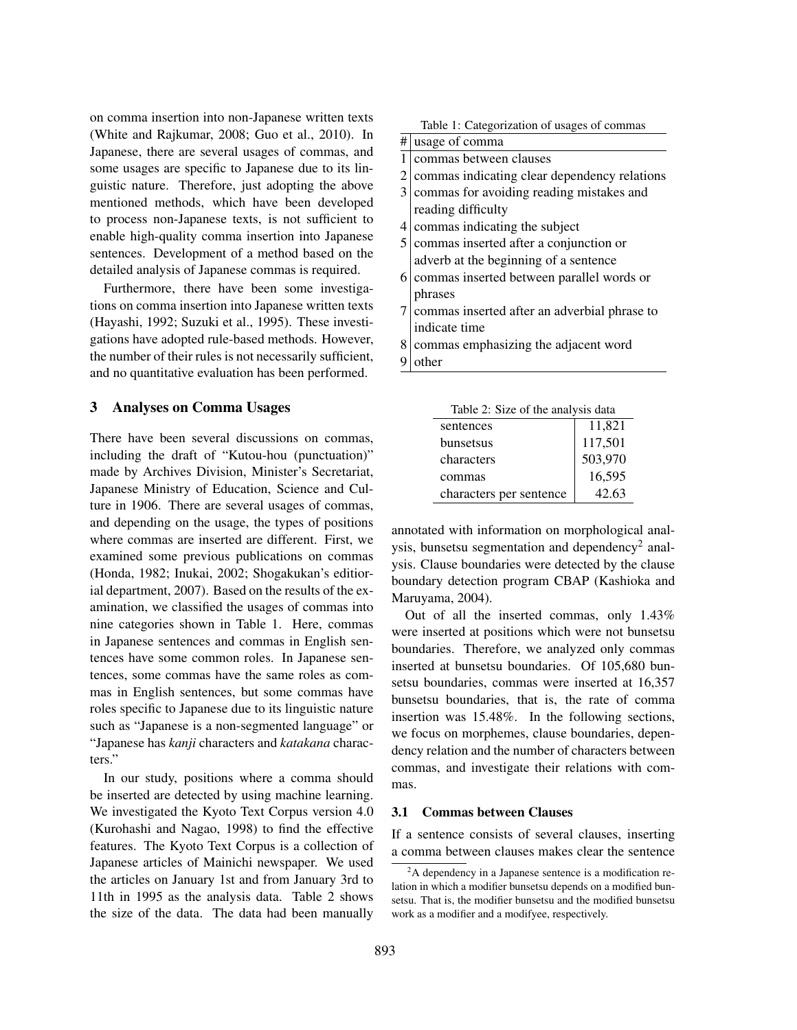on comma insertion into non-Japanese written texts (White and Rajkumar, 2008; Guo et al., 2010). In Japanese, there are several usages of commas, and some usages are specific to Japanese due to its linguistic nature. Therefore, just adopting the above mentioned methods, which have been developed to process non-Japanese texts, is not sufficient to enable high-quality comma insertion into Japanese sentences. Development of a method based on the detailed analysis of Japanese commas is required.

Furthermore, there have been some investigations on comma insertion into Japanese written texts (Hayashi, 1992; Suzuki et al., 1995). These investigations have adopted rule-based methods. However, the number of their rules is not necessarily sufficient, and no quantitative evaluation has been performed.

## 3 Analyses on Comma Usages

There have been several discussions on commas, including the draft of "Kutou-hou (punctuation)" made by Archives Division, Minister's Secretariat, Japanese Ministry of Education, Science and Culture in 1906. There are several usages of commas, and depending on the usage, the types of positions where commas are inserted are different. First, we examined some previous publications on commas (Honda, 1982; Inukai, 2002; Shogakukan's editiorial department, 2007). Based on the results of the examination, we classified the usages of commas into nine categories shown in Table 1. Here, commas in Japanese sentences and commas in English sentences have some common roles. In Japanese sentences, some commas have the same roles as commas in English sentences, but some commas have roles specific to Japanese due to its linguistic nature such as "Japanese is a non-segmented language" or "Japanese has *kanji* characters and *katakana* characters."

Table 1: Categorization of usages of commas

| # | usage of comma |
|---|---|
| 1 | commas between clauses |
| 2 | commas indicating clear dependency relations |
| 3 | commas for avoiding reading mistakes and reading difficulty |
| 4 | commas indicating the subject |
| 5 | commas inserted after a conjunction or adverb at the beginning of a sentence |
| 6 | commas inserted between parallel words or phrases |
| 7 | commas inserted after an adverbial phrase to indicate time |
| 8 | commas emphasizing the adjacent word |
| 9 | other |

In our study, positions where a comma should be inserted are detected by using machine learning. We investigated the Kyoto Text Corpus version 4.0 (Kurohashi and Nagao, 1998) to find the effective features. The Kyoto Text Corpus is a collection of Japanese articles of Mainichi newspaper. We used the articles on January 1st and from January 3rd to 11th in 1995 as the analysis data. Table 2 shows the size of the data. The data had been manually annotated with information on morphological analysis, bunsetsu segmentation and dependency[2] analysis. Clause boundaries were detected by the clause boundary detection program CBAP (Kashioka and Maruyama, 2004).

Table 2: Size of the analysis data

| | |
|---|---|
| sentences | 11,821 |
| bunsetsus | 117,501 |
| characters | 503,970 |
| commas | 16,595 |
| characters per sentence | 42.63 |

Out of all the inserted commas, only 1.43% were inserted at positions which were not bunsetsu boundaries. Therefore, we analyzed only commas inserted at bunsetsu boundaries. Of 105,680 bunsetsu boundaries, commas were inserted at 16,357 bunsetsu boundaries, that is, the rate of comma insertion was 15.48%. In the following sections, we focus on morphemes, clause boundaries, dependency relation and the number of characters between commas, and investigate their relations with commas.

### 3.1 Commas between Clauses

If a sentence consists of several clauses, inserting a comma between clauses makes clear the sentence

[2] A dependency in a Japanese sentence is a modification relation in which a modifier bunsetsu depends on a modified bunsetsu. That is, the modifier bunsetsu and the modified bunsetsu work as a modifier and a modifyee, respectively.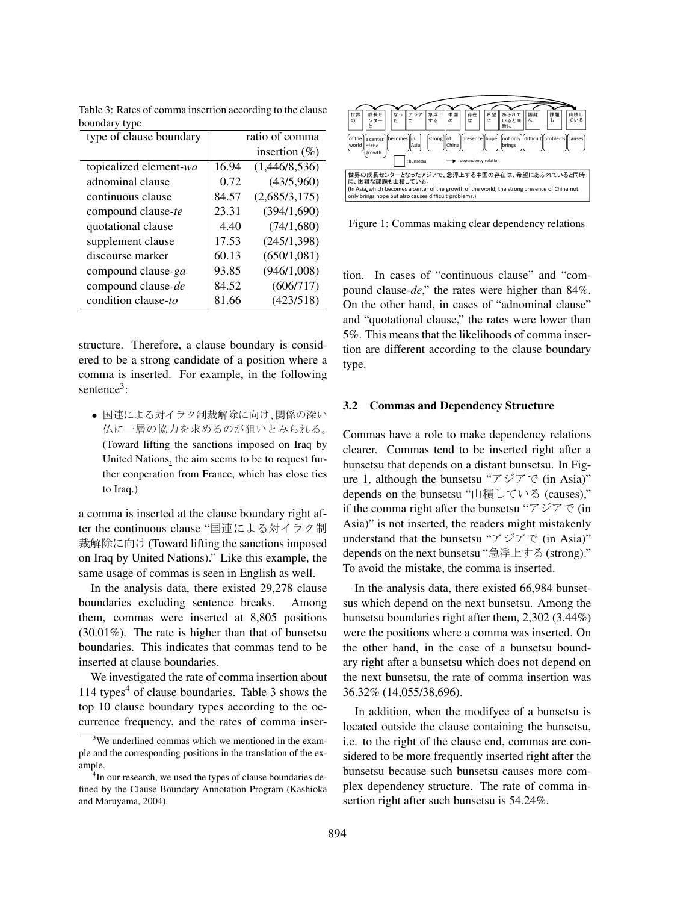Table 3: Rates of comma insertion according to the clause boundary type

| type of clause boundary | ratio of comma insertion (%) | |
|---|---|---|
| topicalized element-*wa* | 16.94 | (1,446/8,536) |
| adnominal clause | 0.72 | (43/5,960) |
| continuous clause | 84.57 | (2,685/3,175) |
| compound clause-*te* | 23.31 | (394/1,690) |
| quotational clause | 4.40 | (74/1,680) |
| supplement clause | 17.53 | (245/1,398) |
| discourse marker | 60.13 | (650/1,081) |
| compound clause-*ga* | 93.85 | (946/1,008) |
| compound clause-*de* | 84.52 | (606/717) |
| condition clause-*to* | 81.66 | (423/518) |

structure. Therefore, a clause boundary is considered to be a strong candidate of a position where a comma is inserted. For example, in the following sentence[3]:

- 国連による対イラク制裁解除に向け、関係の深い仏に一層の協力を求めるのが狙いとみられる。(Toward lifting the sanctions imposed on Iraq by United Nations, the aim seems to be to request further cooperation from France, which has close ties to Iraq.)

a comma is inserted at the clause boundary right after the continuous clause "国連による対イラク制裁解除に向け (Toward lifting the sanctions imposed on Iraq by United Nations)." Like this example, the same usage of commas is seen in English as well.

In the analysis data, there existed 29,278 clause boundaries excluding sentence breaks. Among them, commas were inserted at 8,805 positions (30.01%). The rate is higher than that of bunsetsu boundaries. This indicates that commas tend to be inserted at clause boundaries.

We investigated the rate of comma insertion about 114 types[4] of clause boundaries. Table 3 shows the top 10 clause boundary types according to the occurrence frequency, and the rates of comma insertion. In cases of "continuous clause" and "compound clause-*de*," the rates were higher than 84%. On the other hand, in cases of "adnominal clause" and "quotational clause," the rates were lower than 5%. This means that the likelihoods of comma insertion are different according to the clause boundary type.

[3]We underlined commas which we mentioned in the example and the corresponding positions in the translation of the example.

[4]In our research, we used the types of clause boundaries defined by the Clause Boundary Annotation Program (Kashioka and Maruyama, 2004).

| 世界の | 成長センターと | なった | アジアで | 急浮上する | 中国の | 存在は | 希望に | あふれていると同時に | 困難な | 課題も | 山積している |
|---|---|---|---|---|---|---|---|---|---|---|---|
| of the world | a center of the growth | becomes | in Asia | strong | of China | presence | hope | not only brings | difficult | problems | causes |

□ : bunsetsu → : dependency relation

世界の成長センターとなったアジアで、急浮上する中国の存在は、希望にあふれていると同時に、困難な課題も山積している。
(In Asia, which becomes a center of the growth of the world, the strong presence of China not only brings hope but also causes difficult problems.)

Figure 1: Commas making clear dependency relations

### 3.2 Commas and Dependency Structure

Commas have a role to make dependency relations clearer. Commas tend to be inserted right after a bunsetsu that depends on a distant bunsetsu. In Figure 1, although the bunsetsu "アジアで (in Asia)" depends on the bunsetsu "山積している (causes)," if the comma right after the bunsetsu "アジアで (in Asia)" is not inserted, the readers might mistakenly understand that the bunsetsu "アジアで (in Asia)" depends on the next bunsetsu "急浮上する (strong)." To avoid the mistake, the comma is inserted.

In the analysis data, there existed 66,984 bunsetsus which depend on the next bunsetsu. Among the bunsetsu boundaries right after them, 2,302 (3.44%) were the positions where a comma was inserted. On the other hand, in the case of a bunsetsu boundary right after a bunsetsu which does not depend on the next bunsetsu, the rate of comma insertion was 36.32% (14,055/38,696).

In addition, when the modifyee of a bunsetsu is located outside the clause containing the bunsetsu, i.e. to the right of the clause end, commas are considered to be more frequently inserted right after the bunsetsu because such bunsetsu causes more complex dependency structure. The rate of comma insertion right after such bunsetsu is 54.24%.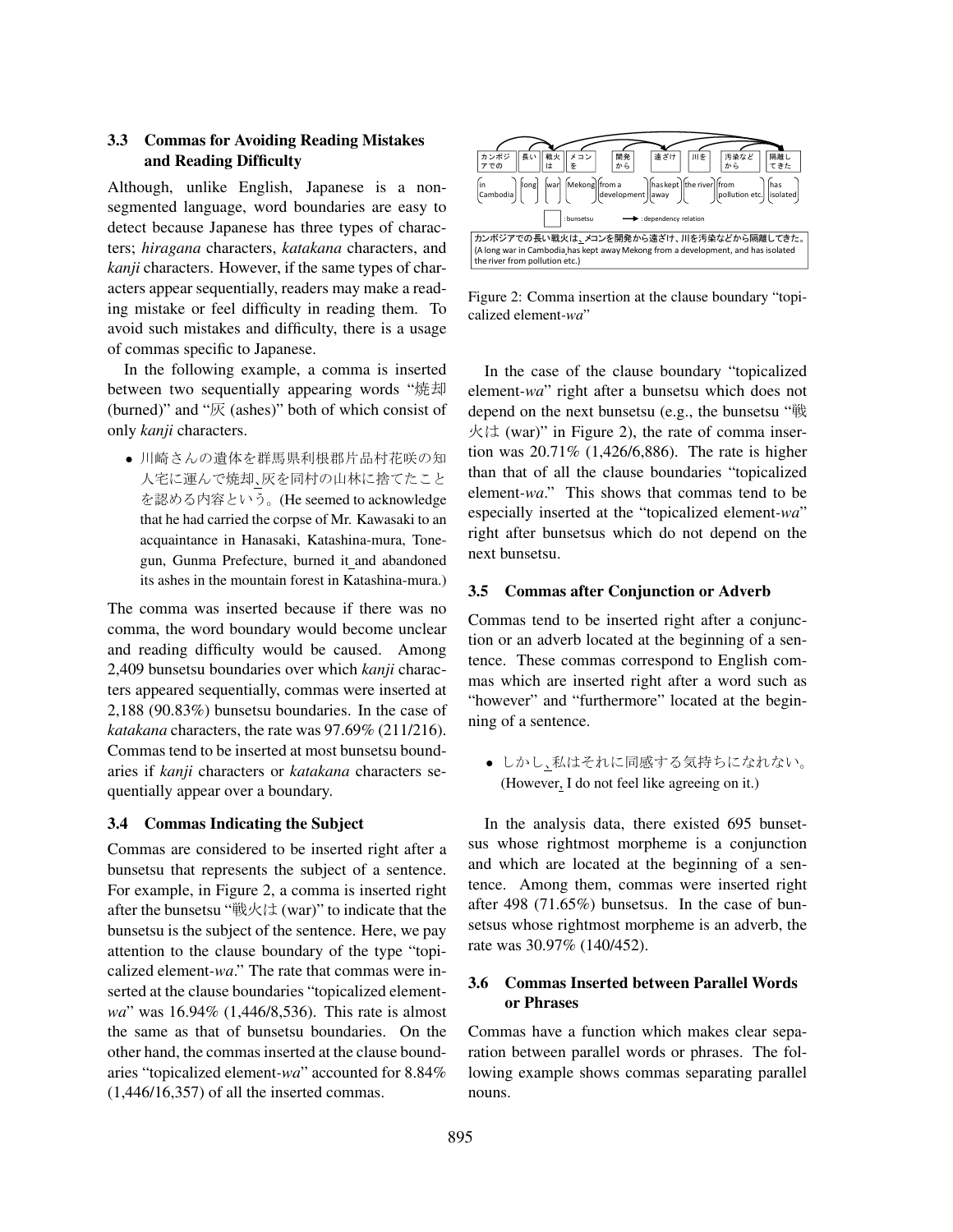### 3.3 Commas for Avoiding Reading Mistakes and Reading Difficulty

Although, unlike English, Japanese is a non-segmented language, word boundaries are easy to detect because Japanese has three types of characters; *hiragana* characters, *katakana* characters, and *kanji* characters. However, if the same types of characters appear sequentially, readers may make a reading mistake or feel difficulty in reading them. To avoid such mistakes and difficulty, there is a usage of commas specific to Japanese.

In the following example, a comma is inserted between two sequentially appearing words "焼却 (burned)" and "灰 (ashes)" both of which consist of only *kanji* characters.

- 川崎さんの遺体を群馬県利根郡片品村花咲の知人宅に運んで焼却、灰を同村の山林に捨てたことを認める内容という。(He seemed to acknowledge that he had carried the corpse of Mr. Kawasaki to an acquaintance in Hanasaki, Katashina-mura, Tone-gun, Gunma Prefecture, burned it and abandoned its ashes in the mountain forest in Katashina-mura.)

The comma was inserted because if there was no comma, the word boundary would become unclear and reading difficulty would be caused. Among 2,409 bunsetsu boundaries over which *kanji* characters appeared sequentially, commas were inserted at 2,188 (90.83%) bunsetsu boundaries. In the case of *katakana* characters, the rate was 97.69% (211/216). Commas tend to be inserted at most bunsetsu boundaries if *kanji* characters or *katakana* characters sequentially appear over a boundary.

### 3.4 Commas Indicating the Subject

Commas are considered to be inserted right after a bunsetsu that represents the subject of a sentence. For example, in Figure 2, a comma is inserted right after the bunsetsu "戦火は (war)" to indicate that the bunsetsu is the subject of the sentence. Here, we pay attention to the clause boundary of the type "topicalized element-*wa*." The rate that commas were inserted at the clause boundaries "topicalized element-*wa*" was 16.94% (1,446/8,536). This rate is almost the same as that of bunsetsu boundaries. On the other hand, the commas inserted at the clause boundaries "topicalized element-*wa*" accounted for 8.84% (1,446/16,357) of all the inserted commas.

| カンボジアでの | 長い | 戦火は | メコンを | 開発から | 遠ざけ | 川を | 汚染などから | 隔離してきた |
|---|---|---|---|---|---|---|---|---|
| in Cambodia | long | war | Mekong | from a development | has kept away | the river | from pollution etc. | has isolated |

□ : bunsetsu → : dependency relation

カンボジアでの長い戦火は、メコンを開発から遠ざけ、川を汚染などから隔離してきた。
(A long war in Cambodia has kept away Mekong from a development, and has isolated the river from pollution etc.)

Figure 2: Comma insertion at the clause boundary "topicalized element-*wa*"

In the case of the clause boundary "topicalized element-*wa*" right after a bunsetsu which does not depend on the next bunsetsu (e.g., the bunsetsu "戦火は (war)" in Figure 2), the rate of comma insertion was 20.71% (1,426/6,886). The rate is higher than that of all the clause boundaries "topicalized element-*wa*." This shows that commas tend to be especially inserted at the "topicalized element-*wa*" right after bunsetsus which do not depend on the next bunsetsu.

### 3.5 Commas after Conjunction or Adverb

Commas tend to be inserted right after a conjunction or an adverb located at the beginning of a sentence. These commas correspond to English commas which are inserted right after a word such as "however" and "furthermore" located at the beginning of a sentence.

- しかし、私はそれに同感する気持ちになれない。(However, I do not feel like agreeing on it.)

In the analysis data, there existed 695 bunsetsus whose rightmost morpheme is a conjunction and which are located at the beginning of a sentence. Among them, commas were inserted right after 498 (71.65%) bunsetsus. In the case of bunsetsus whose rightmost morpheme is an adverb, the rate was 30.97% (140/452).

### 3.6 Commas Inserted between Parallel Words or Phrases

Commas have a function which makes clear separation between parallel words or phrases. The following example shows commas separating parallel nouns.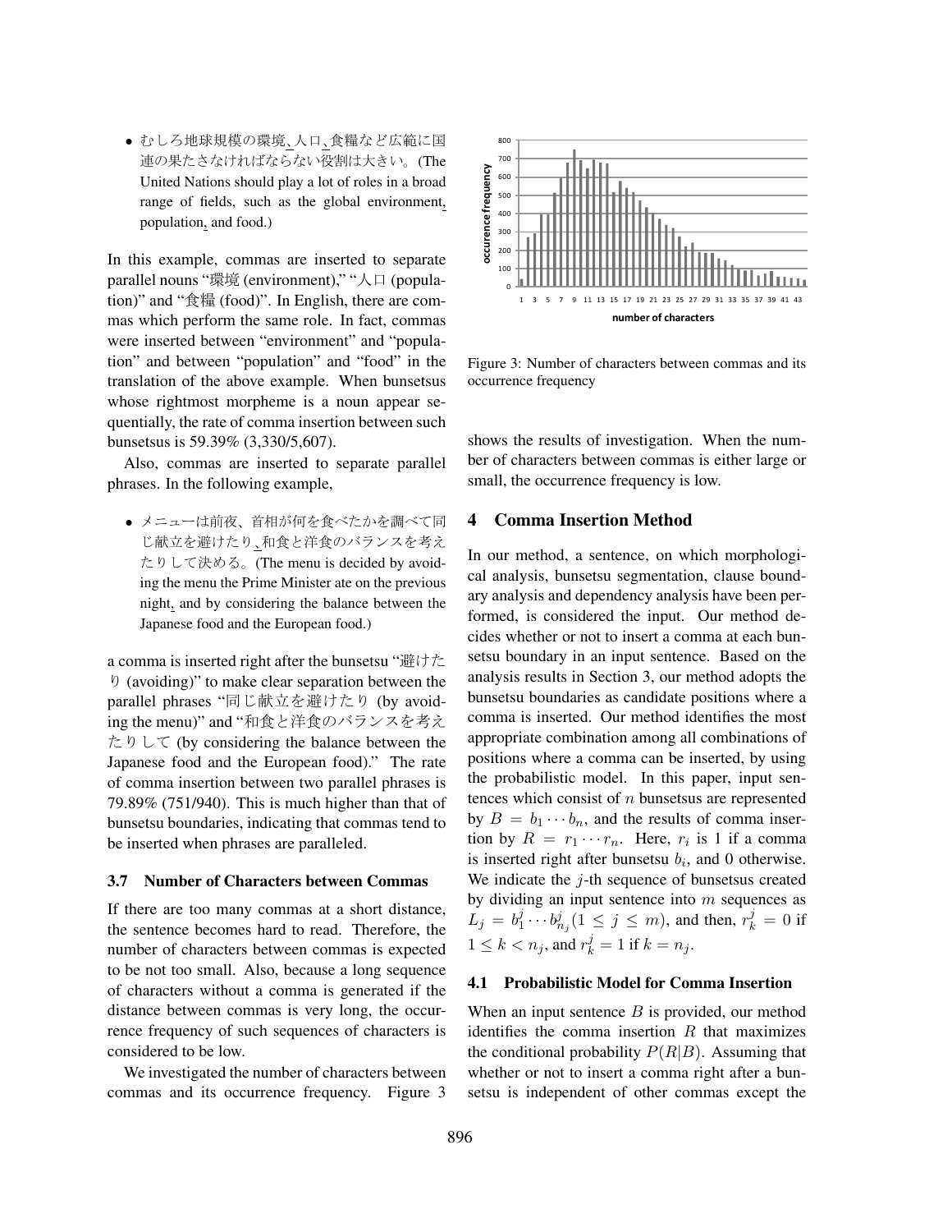- むしろ地球規模の環境、人口、食糧など広範に国連の果たさなければならない役割は大きい。(The United Nations should play a lot of roles in a broad range of fields, such as the global environment, population, and food.)

In this example, commas are inserted to separate parallel nouns "環境 (environment)," "人口 (population)" and "食糧 (food)". In English, there are commas which perform the same role. In fact, commas were inserted between "environment" and "population" and between "population" and "food" in the translation of the above example. When bunsetsus whose rightmost morpheme is a noun appear sequentially, the rate of comma insertion between such bunsetsus is 59.39% (3,330/5,607).

Also, commas are inserted to separate parallel phrases. In the following example,

- メニューは前夜、首相が何を食べたかを調べて同じ献立を避けたり、和食と洋食のバランスを考えたりして決める。(The menu is decided by avoiding the menu the Prime Minister ate on the previous night, and by considering the balance between the Japanese food and the European food.)

a comma is inserted right after the bunsetsu "避けたり (avoiding)" to make clear separation between the parallel phrases "同じ献立を避けたり (by avoiding the menu)" and "和食と洋食のバランスを考えたりして (by considering the balance between the Japanese food and the European food)." The rate of comma insertion between two parallel phrases is 79.89% (751/940). This is much higher than that of bunsetsu boundaries, indicating that commas tend to be inserted when phrases are paralleled.

### 3.7 Number of Characters between Commas

If there are too many commas at a short distance, the sentence becomes hard to read. Therefore, the number of characters between commas is expected to be not too small. Also, because a long sequence of characters without a comma is generated if the distance between commas is very long, the occurrence frequency of such sequences of characters is considered to be low.

We investigated the number of characters between commas and its occurrence frequency. Figure 3 shows the results of investigation. When the number of characters between commas is either large or small, the occurrence frequency is low.

Figure 3: Number of characters between commas and its occurrence frequency

## 4 Comma Insertion Method

In our method, a sentence, on which morphological analysis, bunsetsu segmentation, clause boundary analysis and dependency analysis have been performed, is considered the input. Our method decides whether or not to insert a comma at each bunsetsu boundary in an input sentence. Based on the analysis results in Section 3, our method adopts the bunsetsu boundaries as candidate positions where a comma is inserted. Our method identifies the most appropriate combination among all combinations of positions where a comma can be inserted, by using the probabilistic model. In this paper, input sentences which consist of $n$ bunsetsus are represented by $B = b_1 \cdots b_n$, and the results of comma insertion by $R = r_1 \cdots r_n$. Here, $r_i$ is 1 if a comma is inserted right after bunsetsu $b_i$, and 0 otherwise. We indicate the $j$-th sequence of bunsetsus created by dividing an input sentence into $m$ sequences as $L_j = b_1^j \cdots b_{n_j}^j (1 \le j \le m)$, and then, $r_k^j = 0$ if $1 \le k < n_j$, and $r_k^j = 1$ if $k = n_j$.

### 4.1 Probabilistic Model for Comma Insertion

When an input sentence $B$ is provided, our method identifies the comma insertion $R$ that maximizes the conditional probability $P(R|B)$. Assuming that whether or not to insert a comma right after a bunsetsu is independent of other commas except the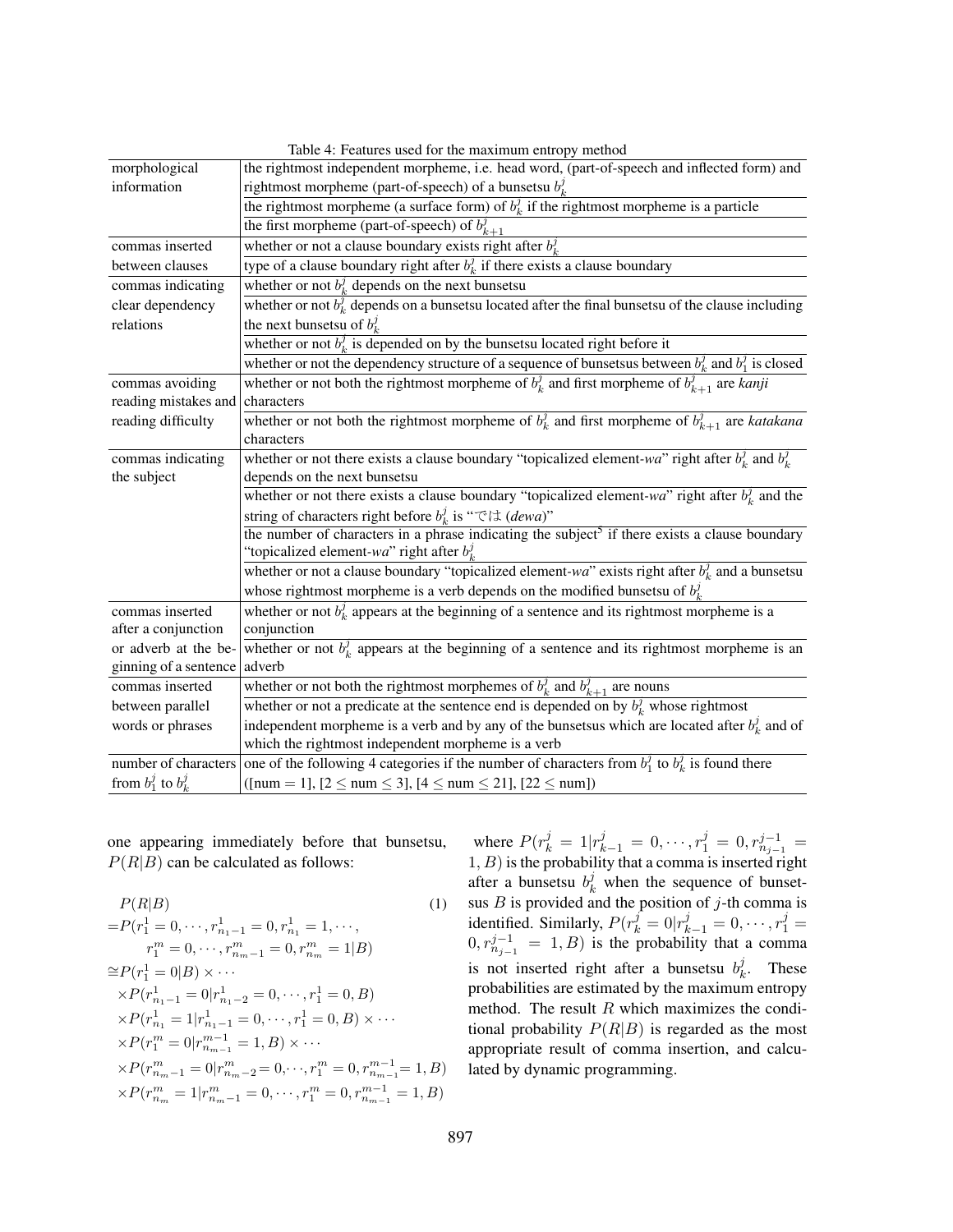Table 4: Features used for the maximum entropy method

| | |
|---|---|
| morphological information | the rightmost independent morpheme, i.e. head word, (part-of-speech and inflected form) and rightmost morpheme (part-of-speech) of a bunsetsu $b_k^j$ |
| | the rightmost morpheme (a surface form) of $b_k^j$ if the rightmost morpheme is a particle |
| | the first morpheme (part-of-speech) of $b_{k+1}^j$ |
| commas inserted between clauses | whether or not a clause boundary exists right after $b_k^j$ |
| | type of a clause boundary right after $b_k^j$ if there exists a clause boundary |
| commas indicating clear dependency relations | whether or not $b_k^j$ depends on the next bunsetsu |
| | whether or not $b_k^j$ depends on a bunsetsu located after the final bunsetsu of the clause including the next bunsetsu of $b_k^j$ |
| | whether or not $b_k^j$ is depended on by the bunsetsu located right before it |
| | whether or not the dependency structure of a sequence of bunsetsus between $b_k^j$ and $b_1^j$ is closed |
| commas avoiding reading mistakes and reading difficulty | whether or not both the rightmost morpheme of $b_k^j$ and first morpheme of $b_{k+1}^j$ are *kanji* characters |
| | whether or not both the rightmost morpheme of $b_k^j$ and first morpheme of $b_{k+1}^j$ are *katakana* characters |
| commas indicating the subject | whether or not there exists a clause boundary "topicalized element-*wa*" right after $b_k^j$ and $b_k^j$ depends on the next bunsetsu |
| | whether or not there exists a clause boundary "topicalized element-*wa*" right after $b_k^j$ and the string of characters right before $b_k^j$ is "では (*dewa*)" |
| | the number of characters in a phrase indicating the subject[5] if there exists a clause boundary "topicalized element-*wa*" right after $b_k^j$ |
| | whether or not a clause boundary "topicalized element-*wa*" exists right after $b_k^j$ and a bunsetsu whose rightmost morpheme is a verb depends on the modified bunsetsu of $b_k^j$ |
| commas inserted after a conjunction or adverb at the beginning of a sentence | whether or not $b_k^j$ appears at the beginning of a sentence and its rightmost morpheme is a conjunction |
| | whether or not $b_k^j$ appears at the beginning of a sentence and its rightmost morpheme is an adverb |
| commas inserted between parallel words or phrases | whether or not both the rightmost morphemes of $b_k^j$ and $b_{k+1}^j$ are nouns |
| | whether or not a predicate at the sentence end is depended on by $b_k^j$ whose rightmost independent morpheme is a verb and by any of the bunsetsus which are located after $b_k^j$ and of which the rightmost independent morpheme is a verb |
| number of characters from $b_1^j$ to $b_k^j$ | one of the following 4 categories if the number of characters from $b_1^j$ to $b_k^j$ is found there ([num = 1], [2 ≤ num ≤ 3], [4 ≤ num ≤ 21], [22 ≤ num]) |

one appearing immediately before that bunsetsu, $P(R|B)$ can be calculated as follows:

$$
\begin{aligned}
&P(R|B) \qquad (1)\\
=&P(r_1^1=0,\cdots,r_{n_1-1}^1=0,r_{n_1}^1=1,\cdots,\\
&\quad r_1^m=0,\cdots,r_{n_m-1}^m=0,r_{n_m}^m=1|B)\\
\cong&P(r_1^1=0|B)\times\cdots\\
&\times P(r_{n_1-1}^1=0|r_{n_1-2}^1=0,\cdots,r_1^1=0,B)\\
&\times P(r_{n_1}^1=1|r_{n_1-1}^1=0,\cdots,r_1^1=0,B)\times\cdots\\
&\times P(r_1^m=0|r_{n_{m-1}}^{m-1}=1,B)\times\cdots\\
&\times P(r_{n_m-1}^m=0|r_{n_m-2}^m=0,\cdots,r_1^m=0,r_{n_{m-1}}^{m-1}=1,B)\\
&\times P(r_{n_m}^m=1|r_{n_m-1}^m=0,\cdots,r_1^m=0,r_{n_{m-1}}^{m-1}=1,B)
\end{aligned}
$$

where $P(r_k^j=1|r_{k-1}^j=0,\cdots,r_1^j=0,r_{n_{j-1}}^{j-1}=1,B)$ is the probability that a comma is inserted right after a bunsetsu $b_k^j$ when the sequence of bunsetsus $B$ is provided and the position of $j$-th comma is identified. Similarly, $P(r_k^j=0|r_{k-1}^j=0,\cdots,r_1^j=0,r_{n_{j-1}}^{j-1}=1,B)$ is the probability that a comma is not inserted right after a bunsetsu $b_k^j$. These probabilities are estimated by the maximum entropy method. The result $R$ which maximizes the conditional probability $P(R|B)$ is regarded as the most appropriate result of comma insertion, and calculated by dynamic programming.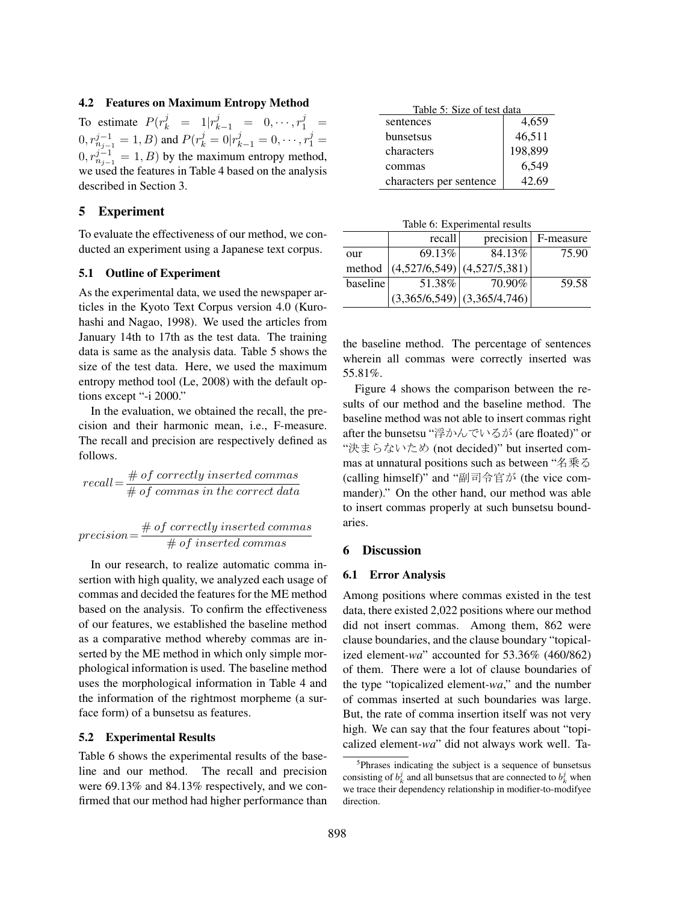### 4.2 Features on Maximum Entropy Method

To estimate $P(r_k^j = 1 | r_{k-1}^j = 0, \cdots, r_1^j = 0, r_{n_{j-1}}^{j-1} = 1, B)$ and $P(r_k^j = 0 | r_{k-1}^j = 0, \cdots, r_1^j = 0, r_{n_{j-1}}^{j-1} = 1, B)$ by the maximum entropy method, we used the features in Table 4 based on the analysis described in Section 3.

## 5 Experiment

To evaluate the effectiveness of our method, we conducted an experiment using a Japanese text corpus.

### 5.1 Outline of Experiment

As the experimental data, we used the newspaper articles in the Kyoto Text Corpus version 4.0 (Kurohashi and Nagao, 1998). We used the articles from January 14th to 17th as the test data. The training data is same as the analysis data. Table 5 shows the size of the test data. Here, we used the maximum entropy method tool (Le, 2008) with the default options except "-i 2000."

In the evaluation, we obtained the recall, the precision and their harmonic mean, i.e., F-measure. The recall and precision are respectively defined as follows.

$$recall = \frac{\#\ of\ correctly\ inserted\ commas}{\#\ of\ commas\ in\ the\ correct\ data}$$

$$precision = \frac{\#\ of\ correctly\ inserted\ commas}{\#\ of\ inserted\ commas}$$

In our research, to realize automatic comma insertion with high quality, we analyzed each usage of commas and decided the features for the ME method based on the analysis. To confirm the effectiveness of our features, we established the baseline method as a comparative method whereby commas are inserted by the ME method in which only simple morphological information is used. The baseline method uses the morphological information in Table 4 and the information of the rightmost morpheme (a surface form) of a bunsetsu as features.

### 5.2 Experimental Results

Table 6 shows the experimental results of the baseline and our method. The recall and precision were 69.13% and 84.13% respectively, and we confirmed that our method had higher performance than the baseline method. The percentage of sentences wherein all commas were correctly inserted was 55.81%.

Table 5: Size of test data

| | |
|---|---|
| sentences | 4,659 |
| bunsetsus | 46,511 |
| characters | 198,899 |
| commas | 6,549 |
| characters per sentence | 42.69 |

Table 6: Experimental results

| | recall | precision | F-measure |
|---|---|---|---|
| our method | 69.13% (4,527/6,549) | 84.13% (4,527/5,381) | 75.90 |
| baseline | 51.38% (3,365/6,549) | 70.90% (3,365/4,746) | 59.58 |

Figure 4 shows the comparison between the results of our method and the baseline method. The baseline method was not able to insert commas right after the bunsetsu "浮かんでいるが (are floated)" or "決まらないため (not decided)" but inserted commas at unnatural positions such as between "名乗る (calling himself)" and "副司令官が (the vice commander)." On the other hand, our method was able to insert commas properly at such bunsetsu boundaries.

## 6 Discussion

### 6.1 Error Analysis

Among positions where commas existed in the test data, there existed 2,022 positions where our method did not insert commas. Among them, 862 were clause boundaries, and the clause boundary "topicalized element-*wa*" accounted for 53.36% (460/862) of them. There were a lot of clause boundaries of the type "topicalized element-*wa*," and the number of commas inserted at such boundaries was large. But, the rate of comma insertion itself was not very high. We can say that the four features about "topicalized element-*wa*" did not always work well. Ta-

[5] Phrases indicating the subject is a sequence of bunsetsus consisting of $b_k^j$ and all bunsetsus that are connected to $b_k^j$ when we trace their dependency relationship in modifier-to-modifyee direction.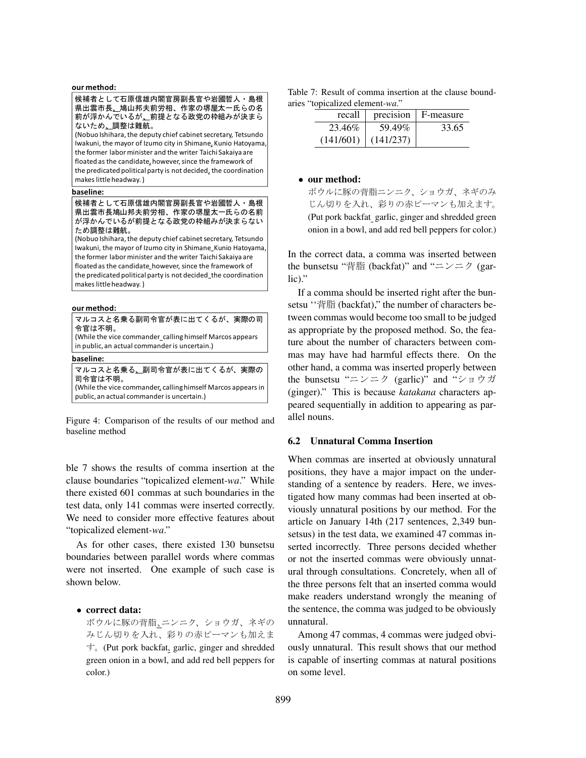**our method:**

候補者として石原信雄内閣官房副長官や岩國哲人・島根県出雲市長、鳩山邦夫前労相、作家の堺屋太一氏らの名前が浮かんでいるが、前提となる政党の枠組みが決まらないため、調整は難航。
(Nobuo Ishihara, the deputy chief cabinet secretary, Tetsundo Iwakuni, the mayor of Izumo city in Shimane, Kunio Hatoyama, the former labor minister and the writer Taichi Sakaiya are floated as the candidate, however, since the framework of the predicated political party is not decided, the coordination makes little headway.)

**baseline:**

候補者として石原信雄内閣官房副長官や岩國哲人・島根県出雲市長鳩山邦夫前労相、作家の堺屋太一氏らの名前が浮かんでいるが前提となる政党の枠組みが決まらないため調整は難航。
(Nobuo Ishihara, the deputy chief cabinet secretary, Tetsundo Iwakuni, the mayor of Izumo city in Shimane_Kunio Hatoyama, the former labor minister and the writer Taichi Sakaiya are floated as the candidate_however, since the framework of the predicated political party is not decided_the coordination makes little headway.)

**our method:**

マルコスと名乗る副司令官が表に出てくるが、実際の司令官は不明。
(While the vice commander_calling himself Marcos appears in public, an actual commander is uncertain.)

**baseline:**

マルコスと名乗る、副司令官が表に出てくるが、実際の司令官は不明。
(While the vice commander, calling himself Marcos appears in public, an actual commander is uncertain.)

Figure 4: Comparison of the results of our method and baseline method

Table 7: Result of comma insertion at the clause boundaries "topicalized element-*wa*."

| recall | precision | F-measure |
|---|---|---|
| 23.46% (141/601) | 59.49% (141/237) | 33.65 |

ble 7 shows the results of comma insertion at the clause boundaries "topicalized element-*wa*." While there existed 601 commas at such boundaries in the test data, only 141 commas were inserted correctly. We need to consider more effective features about "topicalized element-*wa*."

As for other cases, there existed 130 bunsetsu boundaries between parallel words where commas were not inserted. One example of such case is shown below.

- **correct data:**
  ボウルに豚の背脂、ニンニク、ショウガ、ネギのみじん切りを入れ、彩りの赤ピーマンも加えます。(Put pork backfat, garlic, ginger and shredded green onion in a bowl, and add red bell peppers for color.)

- **our method:**
  ボウルに豚の背脂ニンニク、ショウガ、ネギのみじん切りを入れ、彩りの赤ピーマンも加えます。(Put pork backfat_garlic, ginger and shredded green onion in a bowl, and add red bell peppers for color.)

In the correct data, a comma was inserted between the bunsetsu "背脂 (backfat)" and "ニンニク (garlic)."

If a comma should be inserted right after the bunsetsu "背脂 (backfat)," the number of characters between commas would become too small to be judged as appropriate by the proposed method. So, the feature about the number of characters between commas may have had harmful effects there. On the other hand, a comma was inserted properly between the bunsetsu "ニンニク (garlic)" and "ショウガ (ginger)." This is because *katakana* characters appeared sequentially in addition to appearing as parallel nouns.

### 6.2 Unnatural Comma Insertion

When commas are inserted at obviously unnatural positions, they have a major impact on the understanding of a sentence by readers. Here, we investigated how many commas had been inserted at obviously unnatural positions by our method. For the article on January 14th (217 sentences, 2,349 bunsetsus) in the test data, we examined 47 commas inserted incorrectly. Three persons decided whether or not the inserted commas were obviously unnatural through consultations. Concretely, when all of the three persons felt that an inserted comma would make readers understand wrongly the meaning of the sentence, the comma was judged to be obviously unnatural.

Among 47 commas, 4 commas were judged obviously unnatural. This result shows that our method is capable of inserting commas at natural positions on some level.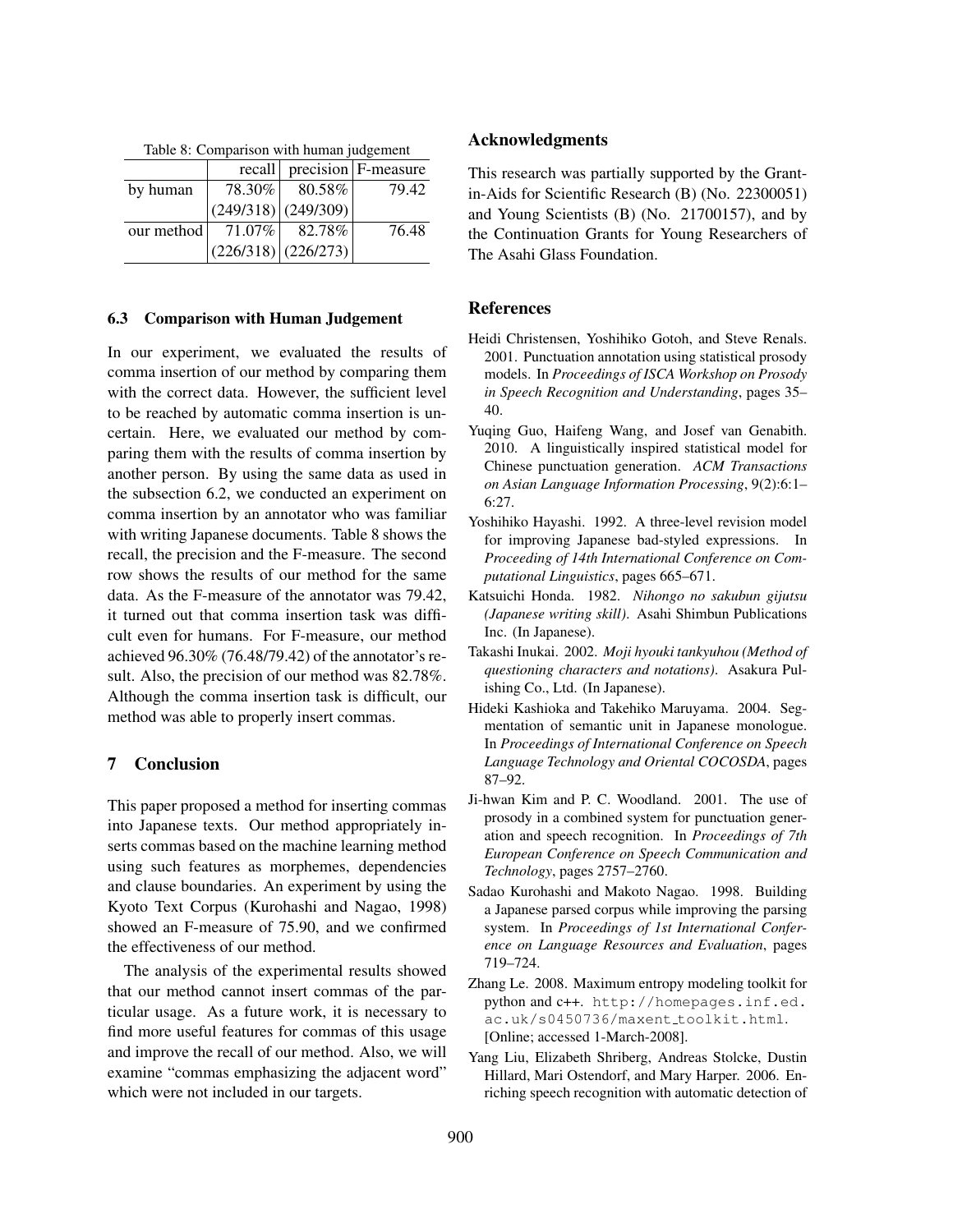Table 8: Comparison with human judgement

| | recall | precision | F-measure |
|---|---|---|---|
| by human | 78.30% (249/318) | 80.58% (249/309) | 79.42 |
| our method | 71.07% (226/318) | 82.78% (226/273) | 76.48 |

### 6.3 Comparison with Human Judgement

In our experiment, we evaluated the results of comma insertion of our method by comparing them with the correct data. However, the sufficient level to be reached by automatic comma insertion is uncertain. Here, we evaluated our method by comparing them with the results of comma insertion by another person. By using the same data as used in the subsection 6.2, we conducted an experiment on comma insertion by an annotator who was familiar with writing Japanese documents. Table 8 shows the recall, the precision and the F-measure. The second row shows the results of our method for the same data. As the F-measure of the annotator was 79.42, it turned out that comma insertion task was difficult even for humans. For F-measure, our method achieved 96.30% (76.48/79.42) of the annotator's result. Also, the precision of our method was 82.78%. Although the comma insertion task is difficult, our method was able to properly insert commas.

## 7 Conclusion

This paper proposed a method for inserting commas into Japanese texts. Our method appropriately inserts commas based on the machine learning method using such features as morphemes, dependencies and clause boundaries. An experiment by using the Kyoto Text Corpus (Kurohashi and Nagao, 1998) showed an F-measure of 75.90, and we confirmed the effectiveness of our method.

The analysis of the experimental results showed that our method cannot insert commas of the particular usage. As a future work, it is necessary to find more useful features for commas of this usage and improve the recall of our method. Also, we will examine "commas emphasizing the adjacent word" which were not included in our targets.

## Acknowledgments

This research was partially supported by the Grant-in-Aids for Scientific Research (B) (No. 22300051) and Young Scientists (B) (No. 21700157), and by the Continuation Grants for Young Researchers of The Asahi Glass Foundation.

## References

Heidi Christensen, Yoshihiko Gotoh, and Steve Renals. 2001. Punctuation annotation using statistical prosody models. In *Proceedings of ISCA Workshop on Prosody in Speech Recognition and Understanding*, pages 35–40.

Yuqing Guo, Haifeng Wang, and Josef van Genabith. 2010. A linguistically inspired statistical model for Chinese punctuation generation. *ACM Transactions on Asian Language Information Processing*, 9(2):6:1–6:27.

Yoshihiko Hayashi. 1992. A three-level revision model for improving Japanese bad-styled expressions. In *Proceeding of 14th International Conference on Computational Linguistics*, pages 665–671.

Katsuichi Honda. 1982. *Nihongo no sakubun gijutsu (Japanese writing skill)*. Asahi Shimbun Publications Inc. (In Japanese).

Takashi Inukai. 2002. *Moji hyouki tankyuhou (Method of questioning characters and notations)*. Asakura Pulishing Co., Ltd. (In Japanese).

Hideki Kashioka and Takehiko Maruyama. 2004. Segmentation of semantic unit in Japanese monologue. In *Proceedings of International Conference on Speech Language Technology and Oriental COCOSDA*, pages 87–92.

Ji-hwan Kim and P. C. Woodland. 2001. The use of prosody in a combined system for punctuation generation and speech recognition. In *Proceedings of 7th European Conference on Speech Communication and Technology*, pages 2757–2760.

Sadao Kurohashi and Makoto Nagao. 1998. Building a Japanese parsed corpus while improving the parsing system. In *Proceedings of 1st International Conference on Language Resources and Evaluation*, pages 719–724.

Zhang Le. 2008. Maximum entropy modeling toolkit for python and c++. http://homepages.inf.ed.ac.uk/s0450736/maxent_toolkit.html. [Online; accessed 1-March-2008].

Yang Liu, Elizabeth Shriberg, Andreas Stolcke, Dustin Hillard, Mari Ostendorf, and Mary Harper. 2006. Enriching speech recognition with automatic detection of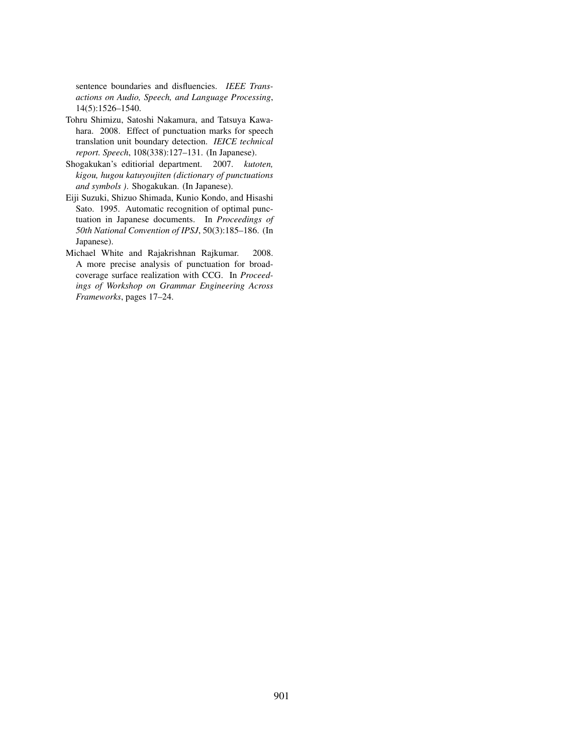sentence boundaries and disfluencies. *IEEE Transactions on Audio, Speech, and Language Processing*, 14(5):1526–1540.

Tohru Shimizu, Satoshi Nakamura, and Tatsuya Kawahara. 2008. Effect of punctuation marks for speech translation unit boundary detection. *IEICE technical report. Speech*, 108(338):127–131. (In Japanese).

Shogakukan's editiorial department. 2007. *kutoten, kigou, hugou katuyoujiten (dictionary of punctuations and symbols )*. Shogakukan. (In Japanese).

Eiji Suzuki, Shizuo Shimada, Kunio Kondo, and Hisashi Sato. 1995. Automatic recognition of optimal punctuation in Japanese documents. In *Proceedings of 50th National Convention of IPSJ*, 50(3):185–186. (In Japanese).

Michael White and Rajakrishnan Rajkumar. 2008. A more precise analysis of punctuation for broad-coverage surface realization with CCG. In *Proceedings of Workshop on Grammar Engineering Across Frameworks*, pages 17–24.